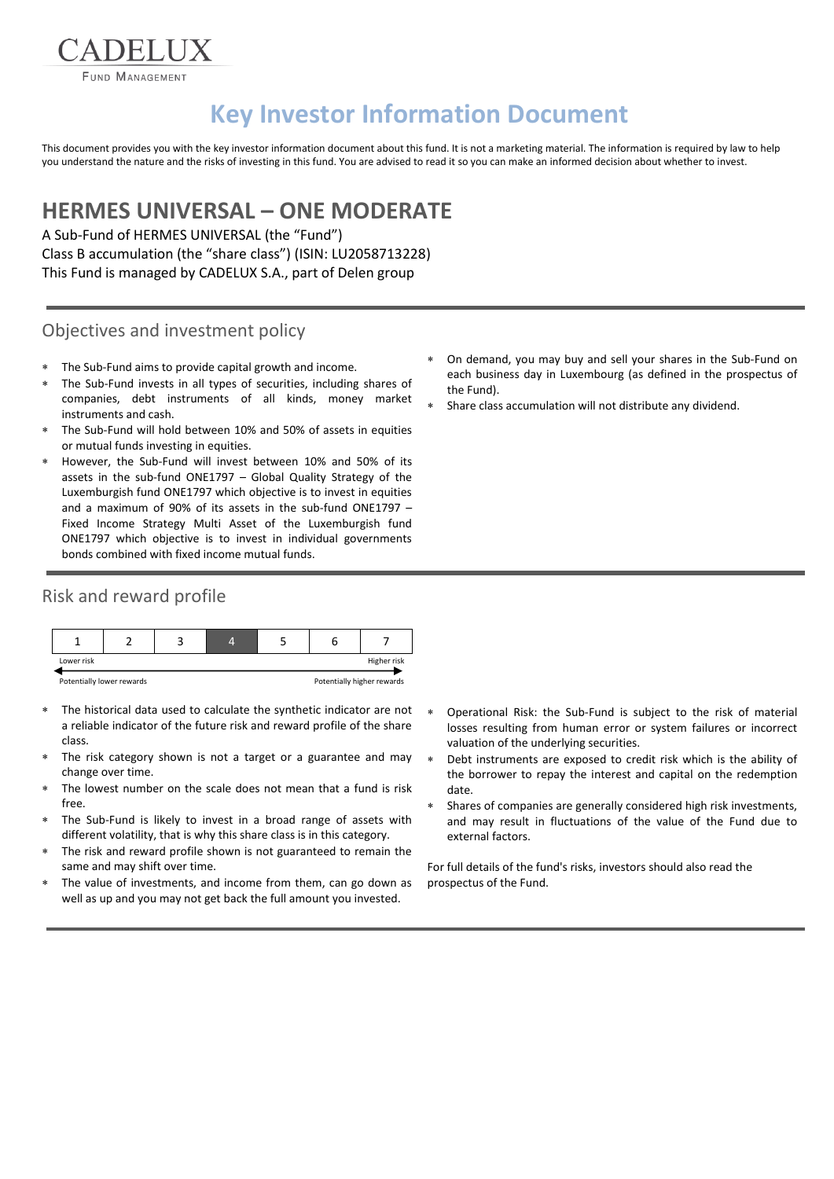CADELUX

FUND MANAGEMENT

# Key Investor Information Document

This document provides you with the key investor information document about this fund. It is not a marketing material. The information is required by law to help you understand the nature and the risks of investing in this fund. You are advised to read it so you can make an informed decision about whether to invest.

## HERMES UNIVERSAL – ONE MODERATE

A Sub-Fund of HERMES UNIVERSAL (the "Fund")
Class B accumulation (the "share class") (ISIN: LU2058713228)
This Fund is managed by CADELUX S.A., part of Delen group

### Objectives and investment policy

- The Sub-Fund aims to provide capital growth and income.
- The Sub-Fund invests in all types of securities, including shares of companies, debt instruments of all kinds, money market instruments and cash.
- The Sub-Fund will hold between 10% and 50% of assets in equities or mutual funds investing in equities.
- However, the Sub-Fund will invest between 10% and 50% of its assets in the sub-fund ONE1797 – Global Quality Strategy of the Luxemburgish fund ONE1797 which objective is to invest in equities and a maximum of 90% of its assets in the sub-fund ONE1797 – Fixed Income Strategy Multi Asset of the Luxemburgish fund ONE1797 which objective is to invest in individual governments bonds combined with fixed income mutual funds.
- On demand, you may buy and sell your shares in the Sub-Fund on each business day in Luxembourg (as defined in the prospectus of the Fund).
- Share class accumulation will not distribute any dividend.

### Risk and reward profile

| 1 | 2 | 3 | **4** | 5 | 6 | 7 |
|---|---|---|---|---|---|---|

Lower risk ← → Higher risk

Potentially lower rewards ← → Potentially higher rewards

- The historical data used to calculate the synthetic indicator are not a reliable indicator of the future risk and reward profile of the share class.
- The risk category shown is not a target or a guarantee and may change over time.
- The lowest number on the scale does not mean that a fund is risk free.
- The Sub-Fund is likely to invest in a broad range of assets with different volatility, that is why this share class is in this category.
- The risk and reward profile shown is not guaranteed to remain the same and may shift over time.
- The value of investments, and income from them, can go down as well as up and you may not get back the full amount you invested.
- Operational Risk: the Sub-Fund is subject to the risk of material losses resulting from human error or system failures or incorrect valuation of the underlying securities.
- Debt instruments are exposed to credit risk which is the ability of the borrower to repay the interest and capital on the redemption date.
- Shares of companies are generally considered high risk investments, and may result in fluctuations of the value of the Fund due to external factors.

For full details of the fund's risks, investors should also read the prospectus of the Fund.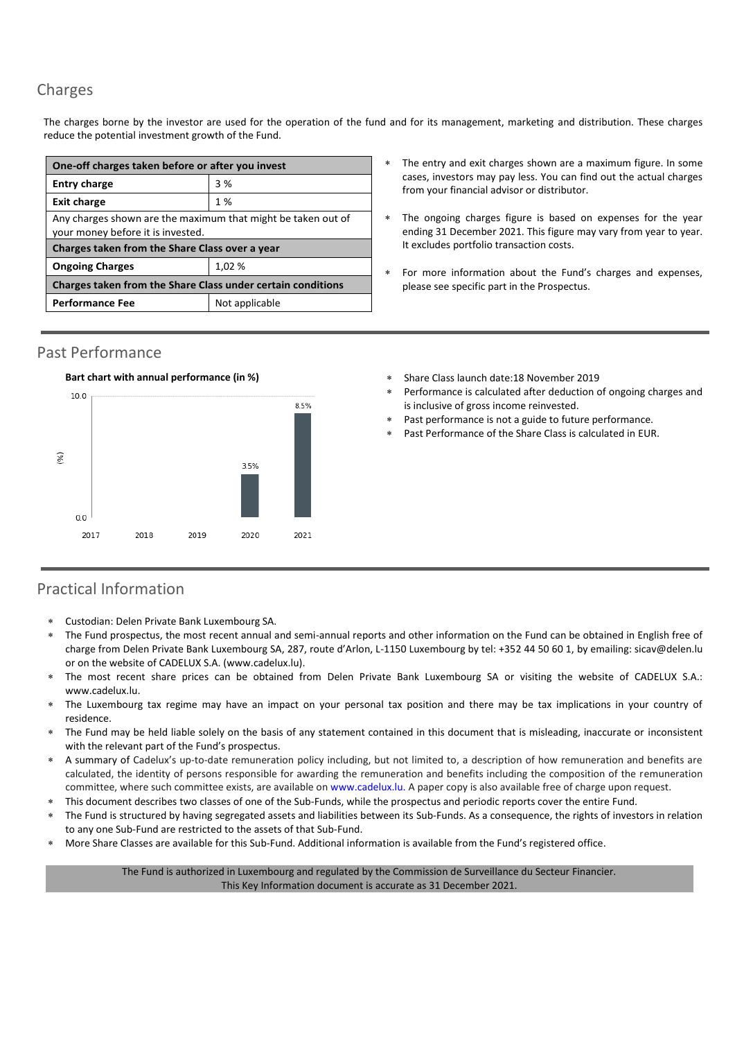## Charges

The charges borne by the investor are used for the operation of the fund and for its management, marketing and distribution. These charges reduce the potential investment growth of the Fund.

| One-off charges taken before or after you invest | |
|---|---|
| **Entry charge** | 3 % |
| **Exit charge** | 1 % |
| Any charges shown are the maximum that might be taken out of your money before it is invested. | |
| **Charges taken from the Share Class over a year** | |
| **Ongoing Charges** | 1,02 % |
| **Charges taken from the Share Class under certain conditions** | |
| **Performance Fee** | Not applicable |

* The entry and exit charges shown are a maximum figure. In some cases, investors may pay less. You can find out the actual charges from your financial advisor or distributor.
* The ongoing charges figure is based on expenses for the year ending 31 December 2021. This figure may vary from year to year. It excludes portfolio transaction costs.
* For more information about the Fund's charges and expenses, please see specific part in the Prospectus.

## Past Performance

**Bart chart with annual performance (in %)**

10.0

(%)

0.0

3.5%

8.5%

2017 2018 2019 2020 2021

* Share Class launch date:18 November 2019
* Performance is calculated after deduction of ongoing charges and is inclusive of gross income reinvested.
* Past performance is not a guide to future performance.
* Past Performance of the Share Class is calculated in EUR.

## Practical Information

* Custodian: Delen Private Bank Luxembourg SA.
* The Fund prospectus, the most recent annual and semi-annual reports and other information on the Fund can be obtained in English free of charge from Delen Private Bank Luxembourg SA, 287, route d'Arlon, L-1150 Luxembourg by tel: +352 44 50 60 1, by emailing: sicav@delen.lu or on the website of CADELUX S.A. (www.cadelux.lu).
* The most recent share prices can be obtained from Delen Private Bank Luxembourg SA or visiting the website of CADELUX S.A.: www.cadelux.lu.
* The Luxembourg tax regime may have an impact on your personal tax position and there may be tax implications in your country of residence.
* The Fund may be held liable solely on the basis of any statement contained in this document that is misleading, inaccurate or inconsistent with the relevant part of the Fund's prospectus.
* A summary of Cadelux's up-to-date remuneration policy including, but not limited to, a description of how remuneration and benefits are calculated, the identity of persons responsible for awarding the remuneration and benefits including the composition of the remuneration committee, where such committee exists, are available on www.cadelux.lu. A paper copy is also available free of charge upon request.
* This document describes two classes of one of the Sub-Funds, while the prospectus and periodic reports cover the entire Fund.
* The Fund is structured by having segregated assets and liabilities between its Sub-Funds. As a consequence, the rights of investors in relation to any one Sub-Fund are restricted to the assets of that Sub-Fund.
* More Share Classes are available for this Sub-Fund. Additional information is available from the Fund's registered office.

The Fund is authorized in Luxembourg and regulated by the Commission de Surveillance du Secteur Financier.
This Key Information document is accurate as 31 December 2021.